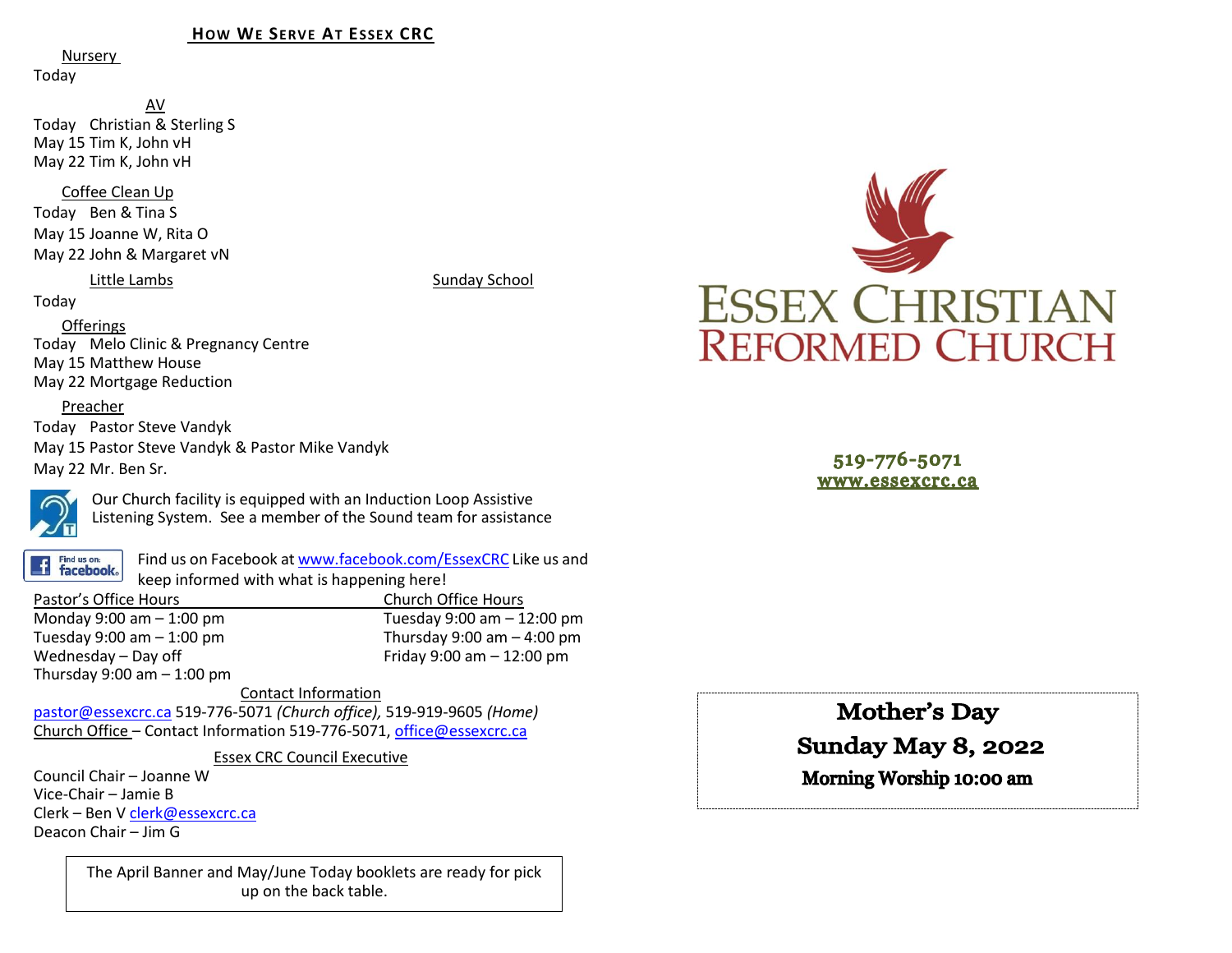## How We Serve At Essex CRC

Nursery

Today

AV

Today Christian & Sterling S

May 15 Tim K, John vH

May 22 Tim K, John vH

Coffee Clean Up

Today Ben & Tina S

May 15 Joanne W, Rita O

May 22 John & Margaret vN

Little Lambs | Sunday School

Today

Offerings

Today Melo Clinic & Pregnancy Centre

May 15 Matthew House

May 22 Mortgage Reduction

Preacher

Today Pastor Steve Vandyk

May 15 Pastor Steve Vandyk & Pastor Mike Vandyk

May 22 Mr. Ben Sr.

Our Church facility is equipped with an Induction Loop Assistive Listening System. See a member of the Sound team for assistance

Find us on Facebook at www.facebook.com/EssexCRC Like us and keep informed with what is happening here!

| Pastor's Office Hours | Church Office Hours |
|---|---|
| Monday 9:00 am – 1:00 pm | Tuesday 9:00 am – 12:00 pm |
| Tuesday 9:00 am – 1:00 pm | Thursday 9:00 am – 4:00 pm |
| Wednesday – Day off | Friday 9:00 am – 12:00 pm |
| Thursday 9:00 am – 1:00 pm | |

Contact Information

pastor@essexcrc.ca 519-776-5071 *(Church office),* 519-919-9605 *(Home)*

Church Office – Contact Information 519-776-5071, office@essexcrc.ca

Essex CRC Council Executive

Council Chair – Joanne W

Vice-Chair – Jamie B

Clerk – Ben V clerk@essexcrc.ca

Deacon Chair – Jim G

The April Banner and May/June Today booklets are ready for pick up on the back table.

# Essex Christian Reformed Church

519-776-5071

www.essexcrc.ca

**Mother's Day**

**Sunday May 8, 2022**

**Morning Worship 10:00 am**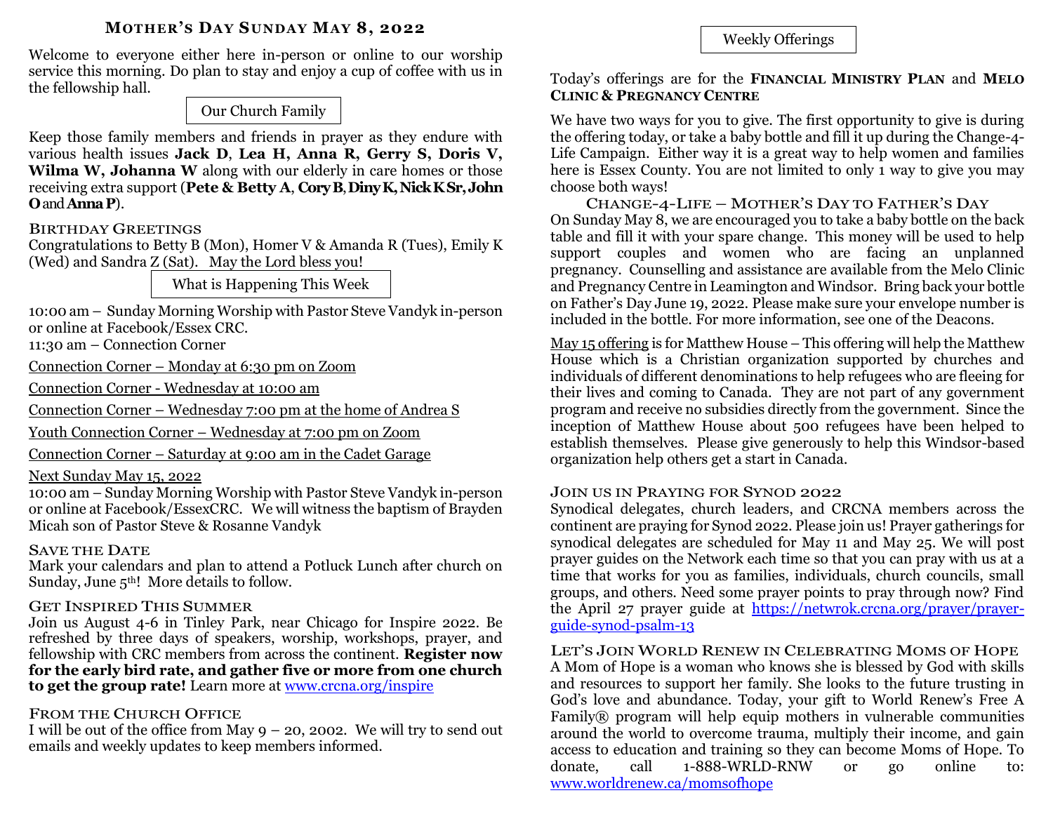# Mother's Day Sunday May 8, 2022

Welcome to everyone either here in-person or online to our worship service this morning. Do plan to stay and enjoy a cup of coffee with us in the fellowship hall.

## Our Church Family

Keep those family members and friends in prayer as they endure with various health issues **Jack D**, **Lea H, Anna R, Gerry S, Doris V, Wilma W, Johanna W** along with our elderly in care homes or those receiving extra support (**Pete & Betty A**, **Cory B**, **Diny K, Nick K Sr, John O** and **Anna P**).

### Birthday Greetings

Congratulations to Betty B (Mon), Homer V & Amanda R (Tues), Emily K (Wed) and Sandra Z (Sat). May the Lord bless you!

## What is Happening This Week

10:00 am – Sunday Morning Worship with Pastor Steve Vandyk in-person or online at Facebook/Essex CRC.
11:30 am – Connection Corner

Connection Corner – Monday at 6:30 pm on Zoom

Connection Corner - Wednesday at 10:00 am

Connection Corner – Wednesday 7:00 pm at the home of Andrea S

Youth Connection Corner – Wednesday at 7:00 pm on Zoom

Connection Corner – Saturday at 9:00 am in the Cadet Garage

Next Sunday May 15, 2022
10:00 am – Sunday Morning Worship with Pastor Steve Vandyk in-person or online at Facebook/EssexCRC. We will witness the baptism of Brayden Micah son of Pastor Steve & Rosanne Vandyk

### Save the Date

Mark your calendars and plan to attend a Potluck Lunch after church on Sunday, June 5th! More details to follow.

### Get Inspired This Summer

Join us August 4-6 in Tinley Park, near Chicago for Inspire 2022. Be refreshed by three days of speakers, worship, workshops, prayer, and fellowship with CRC members from across the continent. **Register now for the early bird rate, and gather five or more from one church to get the group rate!** Learn more at www.crcna.org/inspire

### From the Church Office

I will be out of the office from May 9 – 20, 2002. We will try to send out emails and weekly updates to keep members informed.

## Weekly Offerings

Today's offerings are for the **Financial Ministry Plan** and **Melo Clinic & Pregnancy Centre**

We have two ways for you to give. The first opportunity to give is during the offering today, or take a baby bottle and fill it up during the Change-4-Life Campaign. Either way it is a great way to help women and families here is Essex County. You are not limited to only 1 way to give you may choose both ways!

### Change-4-Life – Mother's Day to Father's Day

On Sunday May 8, we are encouraged you to take a baby bottle on the back table and fill it with your spare change. This money will be used to help support couples and women who are facing an unplanned pregnancy. Counselling and assistance are available from the Melo Clinic and Pregnancy Centre in Leamington and Windsor. Bring back your bottle on Father's Day June 19, 2022. Please make sure your envelope number is included in the bottle. For more information, see one of the Deacons.

May 15 offering is for Matthew House – This offering will help the Matthew House which is a Christian organization supported by churches and individuals of different denominations to help refugees who are fleeing for their lives and coming to Canada. They are not part of any government program and receive no subsidies directly from the government. Since the inception of Matthew House about 500 refugees have been helped to establish themselves. Please give generously to help this Windsor-based organization help others get a start in Canada.

### Join us in Praying for Synod 2022

Synodical delegates, church leaders, and CRCNA members across the continent are praying for Synod 2022. Please join us! Prayer gatherings for synodical delegates are scheduled for May 11 and May 25. We will post prayer guides on the Network each time so that you can pray with us at a time that works for you as families, individuals, church councils, small groups, and others. Need some prayer points to pray through now? Find the April 27 prayer guide at https://netwrok.crcna.org/prayer/prayer-guide-synod-psalm-13

### Let's Join World Renew in Celebrating Moms of Hope

A Mom of Hope is a woman who knows she is blessed by God with skills and resources to support her family. She looks to the future trusting in God's love and abundance. Today, your gift to World Renew's Free A Family® program will help equip mothers in vulnerable communities around the world to overcome trauma, multiply their income, and gain access to education and training so they can become Moms of Hope. To donate, call 1-888-WRLD-RNW or go online to: www.worldrenew.ca/momsofhope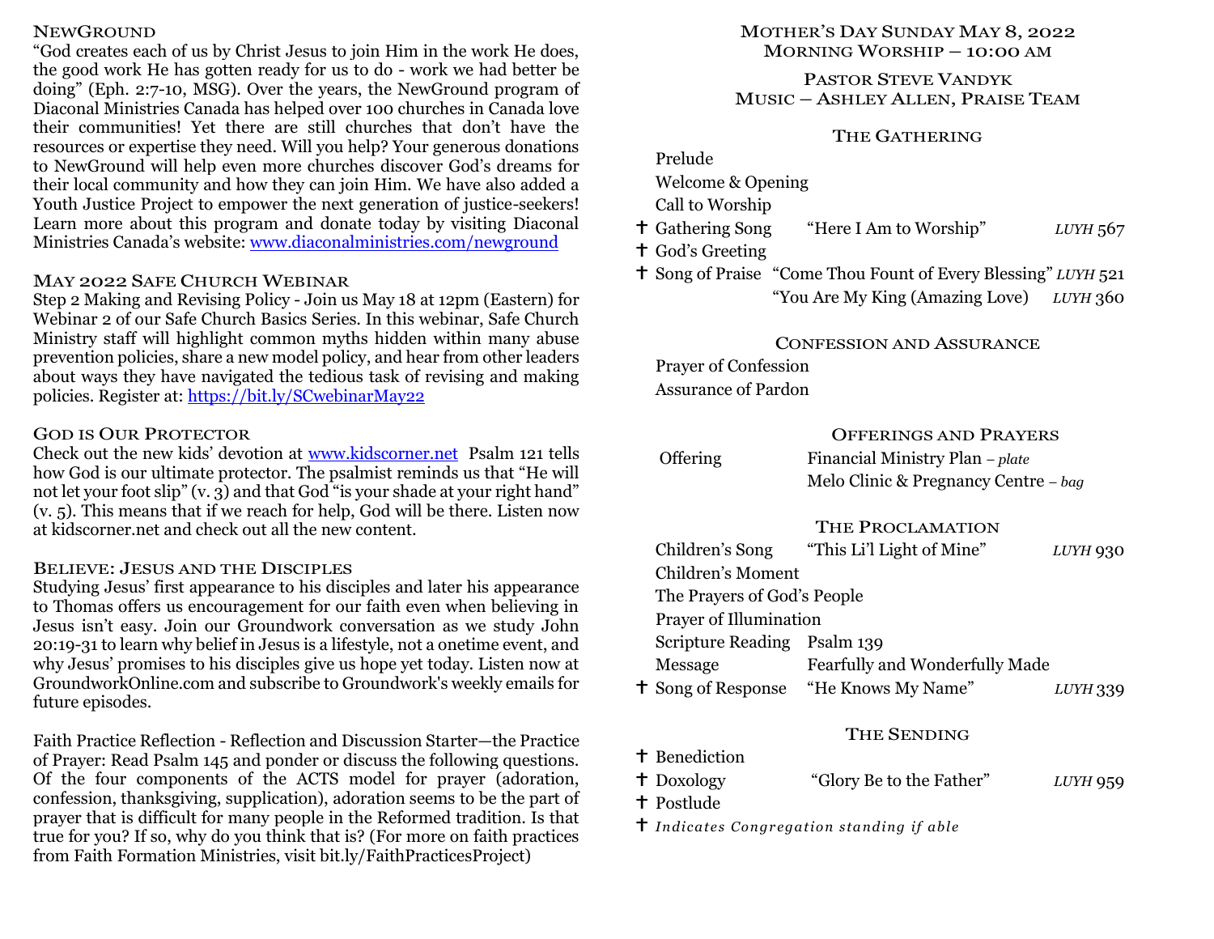## NewGround

"God creates each of us by Christ Jesus to join Him in the work He does, the good work He has gotten ready for us to do - work we had better be doing" (Eph. 2:7-10, MSG). Over the years, the NewGround program of Diaconal Ministries Canada has helped over 100 churches in Canada love their communities! Yet there are still churches that don't have the resources or expertise they need. Will you help? Your generous donations to NewGround will help even more churches discover God's dreams for their local community and how they can join Him. We have also added a Youth Justice Project to empower the next generation of justice-seekers! Learn more about this program and donate today by visiting Diaconal Ministries Canada's website: www.diaconalministries.com/newground

## May 2022 Safe Church Webinar

Step 2 Making and Revising Policy - Join us May 18 at 12pm (Eastern) for Webinar 2 of our Safe Church Basics Series. In this webinar, Safe Church Ministry staff will highlight common myths hidden within many abuse prevention policies, share a new model policy, and hear from other leaders about ways they have navigated the tedious task of revising and making policies. Register at: https://bit.ly/SCwebinarMay22

## God is Our Protector

Check out the new kids' devotion at www.kidscorner.net Psalm 121 tells how God is our ultimate protector. The psalmist reminds us that "He will not let your foot slip" (v. 3) and that God "is your shade at your right hand" (v. 5). This means that if we reach for help, God will be there. Listen now at kidscorner.net and check out all the new content.

## Believe: Jesus and the Disciples

Studying Jesus' first appearance to his disciples and later his appearance to Thomas offers us encouragement for our faith even when believing in Jesus isn't easy. Join our Groundwork conversation as we study John 20:19-31 to learn why belief in Jesus is a lifestyle, not a onetime event, and why Jesus' promises to his disciples give us hope yet today. Listen now at GroundworkOnline.com and subscribe to Groundwork's weekly emails for future episodes.

Faith Practice Reflection - Reflection and Discussion Starter—the Practice of Prayer: Read Psalm 145 and ponder or discuss the following questions. Of the four components of the ACTS model for prayer (adoration, confession, thanksgiving, supplication), adoration seems to be the part of prayer that is difficult for many people in the Reformed tradition. Is that true for you? If so, why do you think that is? (For more on faith practices from Faith Formation Ministries, visit bit.ly/FaithPracticesProject)

# Mother's Day Sunday May 8, 2022
## Morning Worship – 10:00 am

Pastor Steve Vandyk
Music – Ashley Allen, Praise Team

### The Gathering

Prelude
Welcome & Opening
Call to Worship
✝ Gathering Song "Here I Am to Worship" *LUYH* 567
✝ God's Greeting
✝ Song of Praise "Come Thou Fount of Every Blessing" *LUYH* 521
"You Are My King (Amazing Love) *LUYH* 360

### Confession and Assurance

Prayer of Confession
Assurance of Pardon

### Offerings and Prayers

Offering Financial Ministry Plan – *plate*
Melo Clinic & Pregnancy Centre – *bag*

### The Proclamation

Children's Song "This Li'l Light of Mine" *LUYH* 930
Children's Moment
The Prayers of God's People
Prayer of Illumination
Scripture Reading Psalm 139
Message Fearfully and Wonderfully Made
✝ Song of Response "He Knows My Name" *LUYH* 339

### The Sending

✝ Benediction
✝ Doxology "Glory Be to the Father" *LUYH* 959
✝ Postlude
✝ *Indicates Congregation standing if able*